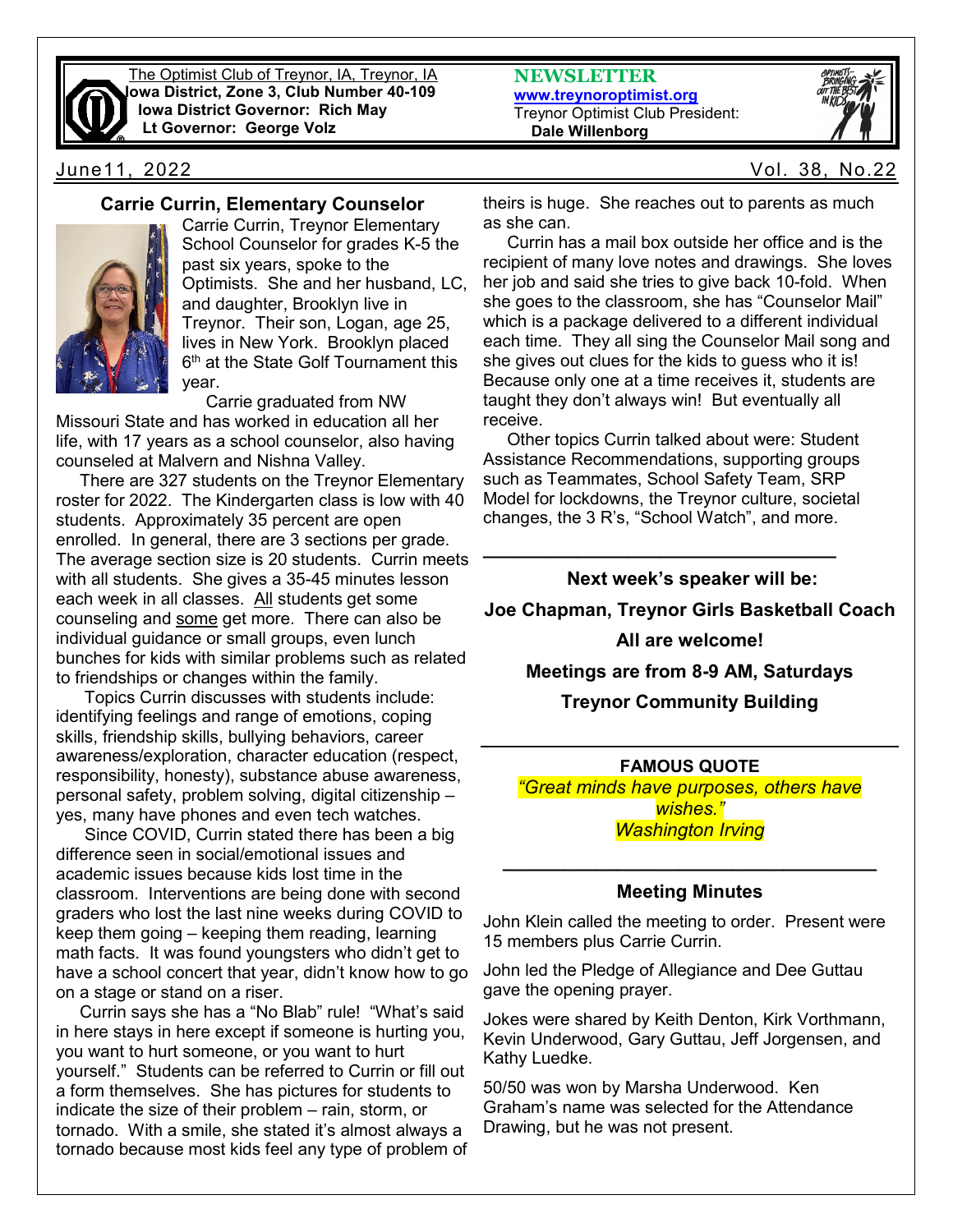The Optimist Club of Treynor, IA, Treynor, IA
**Iowa District, Zone 3, Club Number 40-109**
**Iowa District Governor: Rich May**
**Lt Governor: George Volz**

**NEWSLETTER**
**www.treynoroptimist.org**
Treynor Optimist Club President:
**Dale Willenborg**

June11, 2022 Vol. 38, No.22

## Carrie Currin, Elementary Counselor

Carrie Currin, Treynor Elementary School Counselor for grades K-5 the past six years, spoke to the Optimists. She and her husband, LC, and daughter, Brooklyn live in Treynor. Their son, Logan, age 25, lives in New York. Brooklyn placed 6th at the State Golf Tournament this year.

Carrie graduated from NW Missouri State and has worked in education all her life, with 17 years as a school counselor, also having counseled at Malvern and Nishna Valley.

There are 327 students on the Treynor Elementary roster for 2022. The Kindergarten class is low with 40 students. Approximately 35 percent are open enrolled. In general, there are 3 sections per grade. The average section size is 20 students. Currin meets with all students. She gives a 35-45 minutes lesson each week in all classes. All students get some counseling and some get more. There can also be individual guidance or small groups, even lunch bunches for kids with similar problems such as related to friendships or changes within the family.

Topics Currin discusses with students include: identifying feelings and range of emotions, coping skills, friendship skills, bullying behaviors, career awareness/exploration, character education (respect, responsibility, honesty), substance abuse awareness, personal safety, problem solving, digital citizenship – yes, many have phones and even tech watches.

Since COVID, Currin stated there has been a big difference seen in social/emotional issues and academic issues because kids lost time in the classroom. Interventions are being done with second graders who lost the last nine weeks during COVID to keep them going – keeping them reading, learning math facts. It was found youngsters who didn't get to have a school concert that year, didn't know how to go on a stage or stand on a riser.

Currin says she has a "No Blab" rule! "What's said in here stays in here except if someone is hurting you, you want to hurt someone, or you want to hurt yourself." Students can be referred to Currin or fill out a form themselves. She has pictures for students to indicate the size of their problem – rain, storm, or tornado. With a smile, she stated it's almost always a tornado because most kids feel any type of problem of theirs is huge. She reaches out to parents as much as she can.

Currin has a mail box outside her office and is the recipient of many love notes and drawings. She loves her job and said she tries to give back 10-fold. When she goes to the classroom, she has "Counselor Mail" which is a package delivered to a different individual each time. They all sing the Counselor Mail song and she gives out clues for the kids to guess who it is! Because only one at a time receives it, students are taught they don't always win! But eventually all receive.

Other topics Currin talked about were: Student Assistance Recommendations, supporting groups such as Teammates, School Safety Team, SRP Model for lockdowns, the Treynor culture, societal changes, the 3 R's, "School Watch", and more.

---

**Next week's speaker will be:**

**Joe Chapman, Treynor Girls Basketball Coach**

**All are welcome!**

**Meetings are from 8-9 AM, Saturdays**

**Treynor Community Building**

---

**FAMOUS QUOTE**

*"Great minds have purposes, others have wishes."*
*Washington Irving*

---

### Meeting Minutes

John Klein called the meeting to order. Present were 15 members plus Carrie Currin.

John led the Pledge of Allegiance and Dee Guttau gave the opening prayer.

Jokes were shared by Keith Denton, Kirk Vorthmann, Kevin Underwood, Gary Guttau, Jeff Jorgensen, and Kathy Luedke.

50/50 was won by Marsha Underwood. Ken Graham's name was selected for the Attendance Drawing, but he was not present.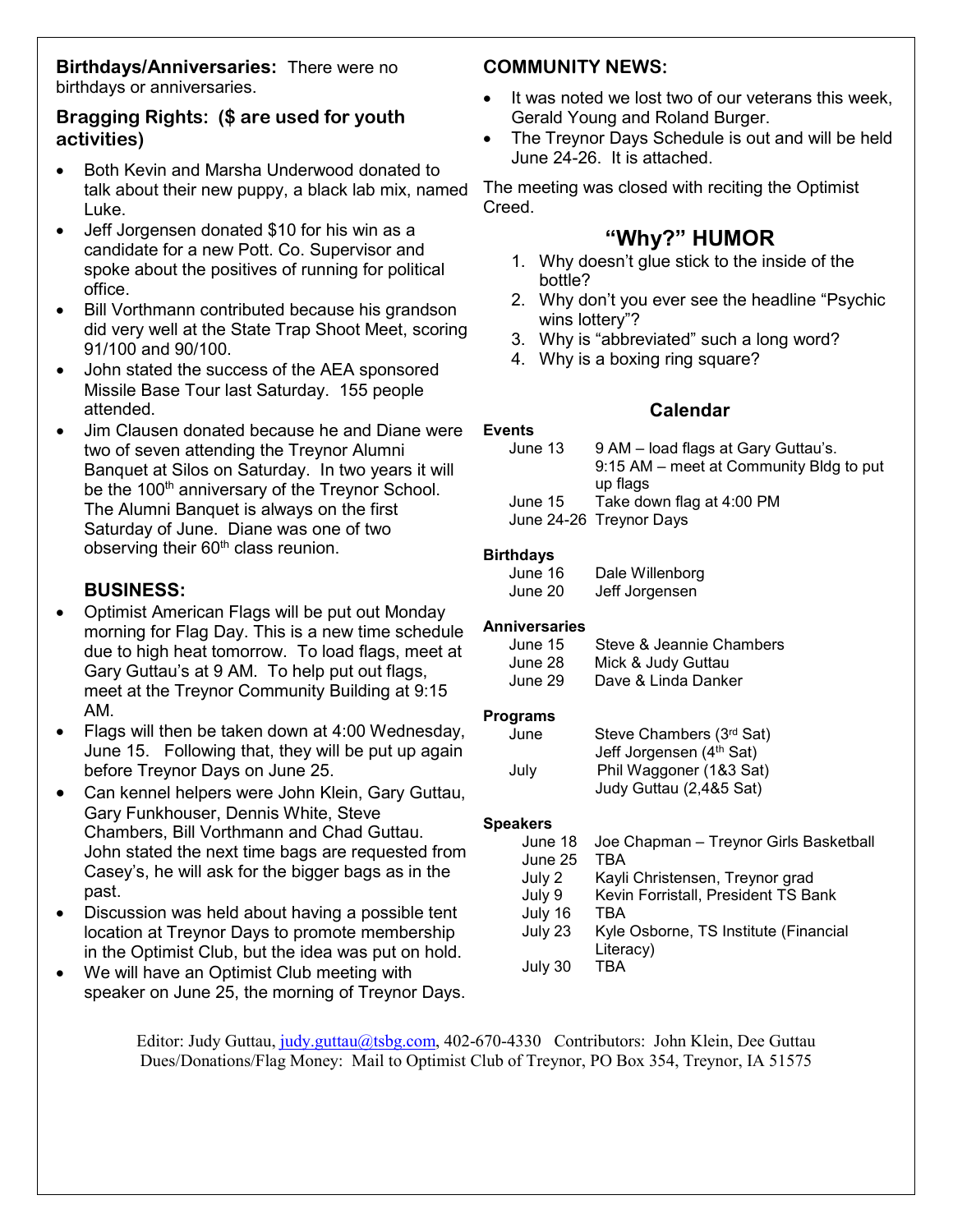**Birthdays/Anniversaries:** There were no birthdays or anniversaries.

### Bragging Rights: ($ are used for youth activities)

- Both Kevin and Marsha Underwood donated to talk about their new puppy, a black lab mix, named Luke.
- Jeff Jorgensen donated $10 for his win as a candidate for a new Pott. Co. Supervisor and spoke about the positives of running for political office.
- Bill Vorthmann contributed because his grandson did very well at the State Trap Shoot Meet, scoring 91/100 and 90/100.
- John stated the success of the AEA sponsored Missile Base Tour last Saturday. 155 people attended.
- Jim Clausen donated because he and Diane were two of seven attending the Treynor Alumni Banquet at Silos on Saturday. In two years it will be the 100th anniversary of the Treynor School. The Alumni Banquet is always on the first Saturday of June. Diane was one of two observing their 60th class reunion.

### BUSINESS:

- Optimist American Flags will be put out Monday morning for Flag Day. This is a new time schedule due to high heat tomorrow. To load flags, meet at Gary Guttau's at 9 AM. To help put out flags, meet at the Treynor Community Building at 9:15 AM.
- Flags will then be taken down at 4:00 Wednesday, June 15. Following that, they will be put up again before Treynor Days on June 25.
- Can kennel helpers were John Klein, Gary Guttau, Gary Funkhouser, Dennis White, Steve Chambers, Bill Vorthmann and Chad Guttau. John stated the next time bags are requested from Casey's, he will ask for the bigger bags as in the past.
- Discussion was held about having a possible tent location at Treynor Days to promote membership in the Optimist Club, but the idea was put on hold.
- We will have an Optimist Club meeting with speaker on June 25, the morning of Treynor Days.

### COMMUNITY NEWS:

- It was noted we lost two of our veterans this week, Gerald Young and Roland Burger.
- The Treynor Days Schedule is out and will be held June 24-26. It is attached.

The meeting was closed with reciting the Optimist Creed.

## "Why?" HUMOR

1. Why doesn't glue stick to the inside of the bottle?
2. Why don't you ever see the headline "Psychic wins lottery"?
3. Why is "abbreviated" such a long word?
4. Why is a boxing ring square?

## Calendar

**Events**

| | |
|---|---|
| June 13 | 9 AM – load flags at Gary Guttau's. 9:15 AM – meet at Community Bldg to put up flags |
| June 15 | Take down flag at 4:00 PM |
| June 24-26 | Treynor Days |

**Birthdays**

| | |
|---|---|
| June 16 | Dale Willenborg |
| June 20 | Jeff Jorgensen |

**Anniversaries**

| | |
|---|---|
| June 15 | Steve & Jeannie Chambers |
| June 28 | Mick & Judy Guttau |
| June 29 | Dave & Linda Danker |

**Programs**

| | |
|---|---|
| June | Steve Chambers (3rd Sat) |
| | Jeff Jorgensen (4th Sat) |
| July | Phil Waggoner (1&3 Sat) |
| | Judy Guttau (2,4&5 Sat) |

**Speakers**

| | |
|---|---|
| June 18 | Joe Chapman – Treynor Girls Basketball |
| June 25 | TBA |
| July 2 | Kayli Christensen, Treynor grad |
| July 9 | Kevin Forristall, President TS Bank |
| July 16 | TBA |
| July 23 | Kyle Osborne, TS Institute (Financial Literacy) |
| July 30 | TBA |

Editor: Judy Guttau, judy.guttau@tsbg.com, 402-670-4330 Contributors: John Klein, Dee Guttau
Dues/Donations/Flag Money: Mail to Optimist Club of Treynor, PO Box 354, Treynor, IA 51575